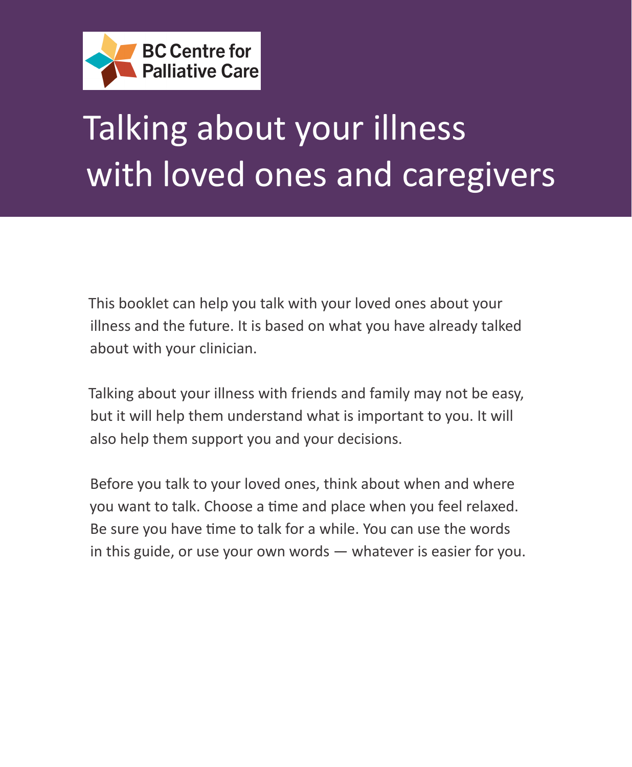BC Centre for Palliative Care

# Talking about your illness with loved ones and caregivers

This booklet can help you talk with your loved ones about your illness and the future. It is based on what you have already talked about with your clinician.

Talking about your illness with friends and family may not be easy, but it will help them understand what is important to you. It will also help them support you and your decisions.

Before you talk to your loved ones, think about when and where you want to talk. Choose a time and place when you feel relaxed. Be sure you have time to talk for a while. You can use the words in this guide, or use your own words — whatever is easier for you.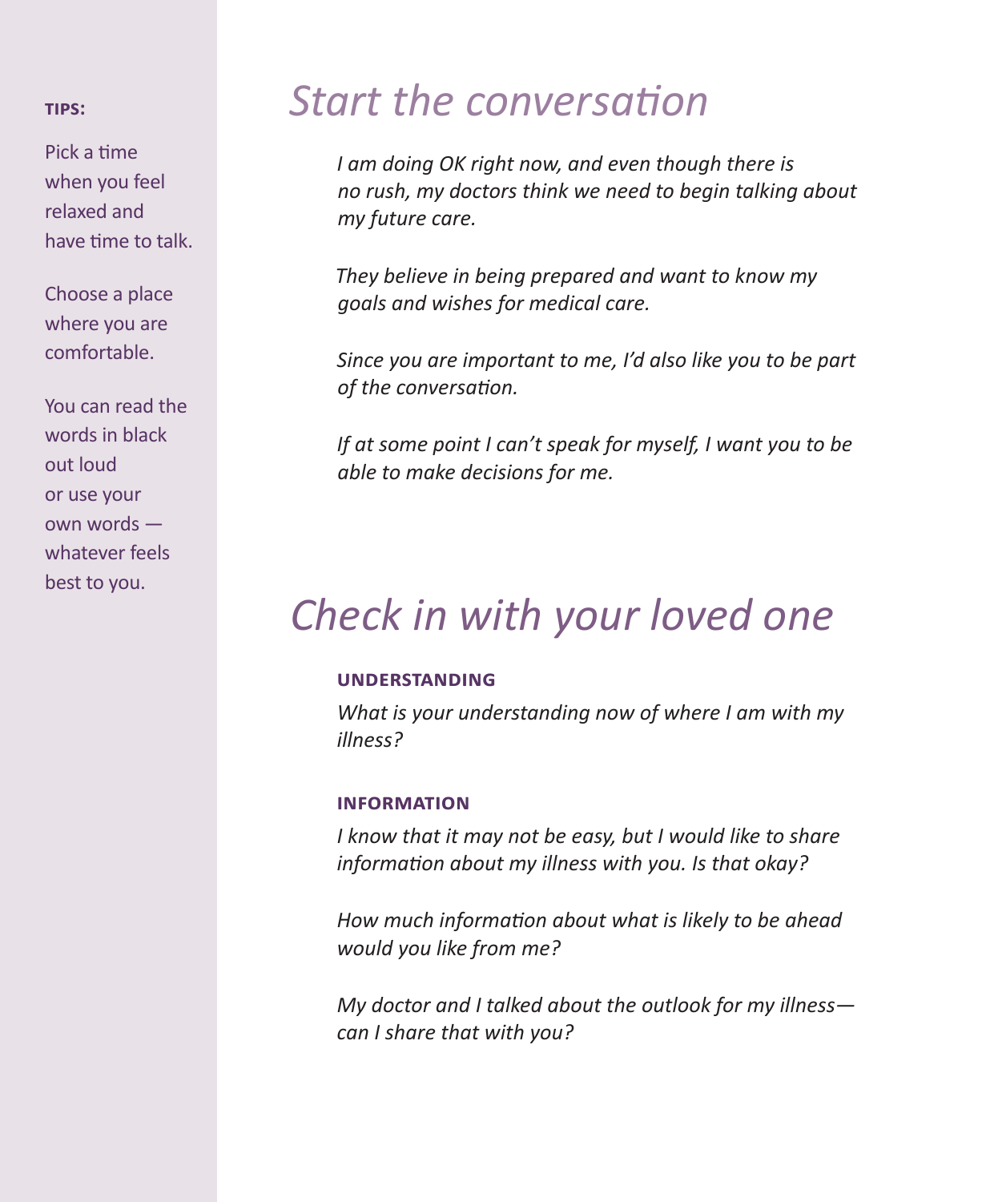**TIPS:**

Pick a time when you feel relaxed and have time to talk.

Choose a place where you are comfortable.

You can read the words in black out loud or use your own words — whatever feels best to you.

# *Start the conversation*

*I am doing OK right now, and even though there is no rush, my doctors think we need to begin talking about my future care.*

*They believe in being prepared and want to know my goals and wishes for medical care.*

*Since you are important to me, I'd also like you to be part of the conversation.*

*If at some point I can't speak for myself, I want you to be able to make decisions for me.*

# *Check in with your loved one*

**UNDERSTANDING**

*What is your understanding now of where I am with my illness?*

**INFORMATION**

*I know that it may not be easy, but I would like to share information about my illness with you. Is that okay?*

*How much information about what is likely to be ahead would you like from me?*

*My doctor and I talked about the outlook for my illness— can I share that with you?*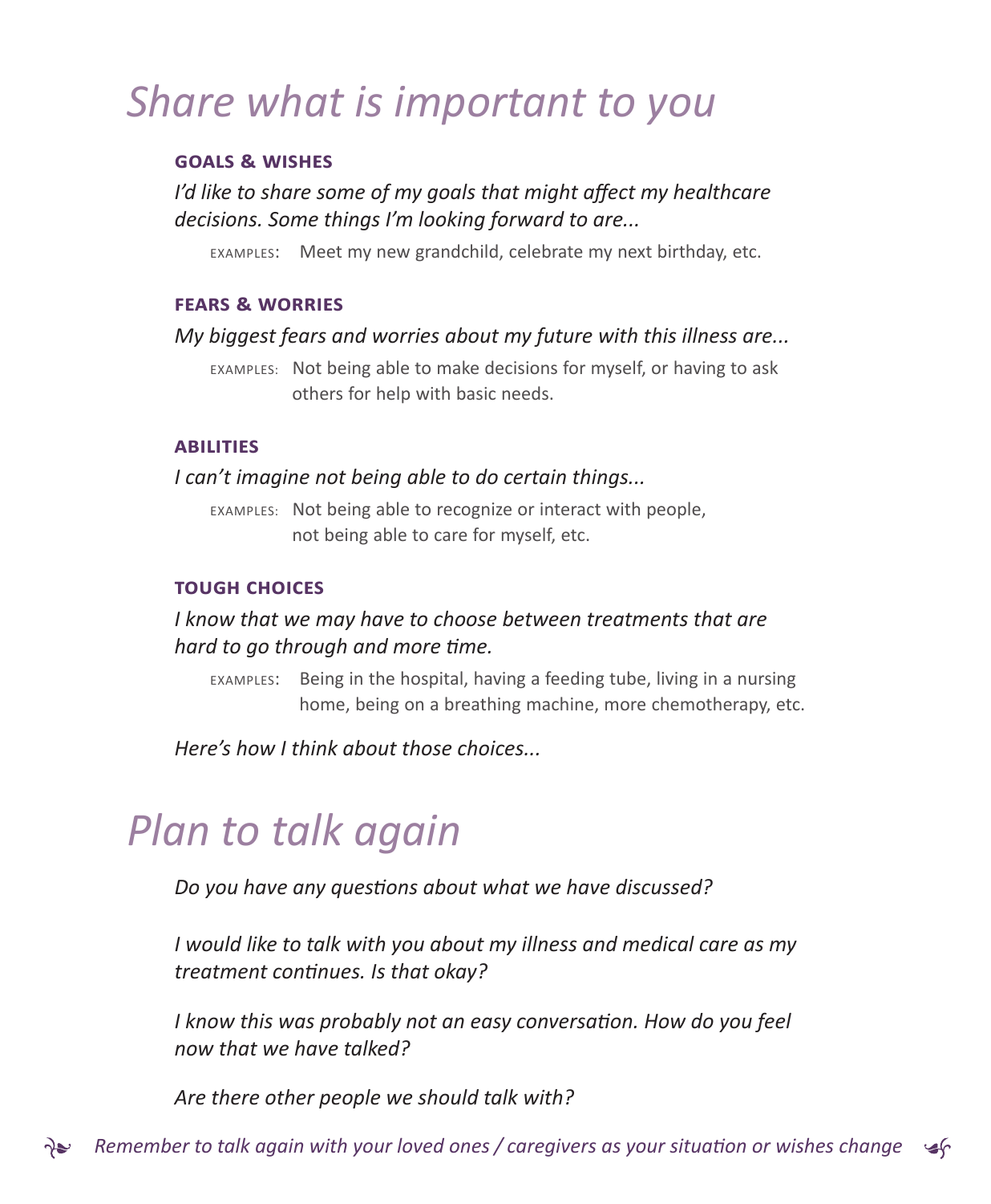# *Share what is important to you*

### GOALS & WISHES

*I'd like to share some of my goals that might affect my healthcare decisions. Some things I'm looking forward to are...*

EXAMPLES: Meet my new grandchild, celebrate my next birthday, etc.

### FEARS & WORRIES

*My biggest fears and worries about my future with this illness are...*

EXAMPLES: Not being able to make decisions for myself, or having to ask others for help with basic needs.

### ABILITIES

*I can't imagine not being able to do certain things...*

EXAMPLES: Not being able to recognize or interact with people, not being able to care for myself, etc.

### TOUGH CHOICES

*I know that we may have to choose between treatments that are hard to go through and more time.*

EXAMPLES: Being in the hospital, having a feeding tube, living in a nursing home, being on a breathing machine, more chemotherapy, etc.

*Here's how I think about those choices...*

# *Plan to talk again*

*Do you have any questions about what we have discussed?*

*I would like to talk with you about my illness and medical care as my treatment continues. Is that okay?*

*I know this was probably not an easy conversation. How do you feel now that we have talked?*

*Are there other people we should talk with?*

*Remember to talk again with your loved ones / caregivers as your situation or wishes change*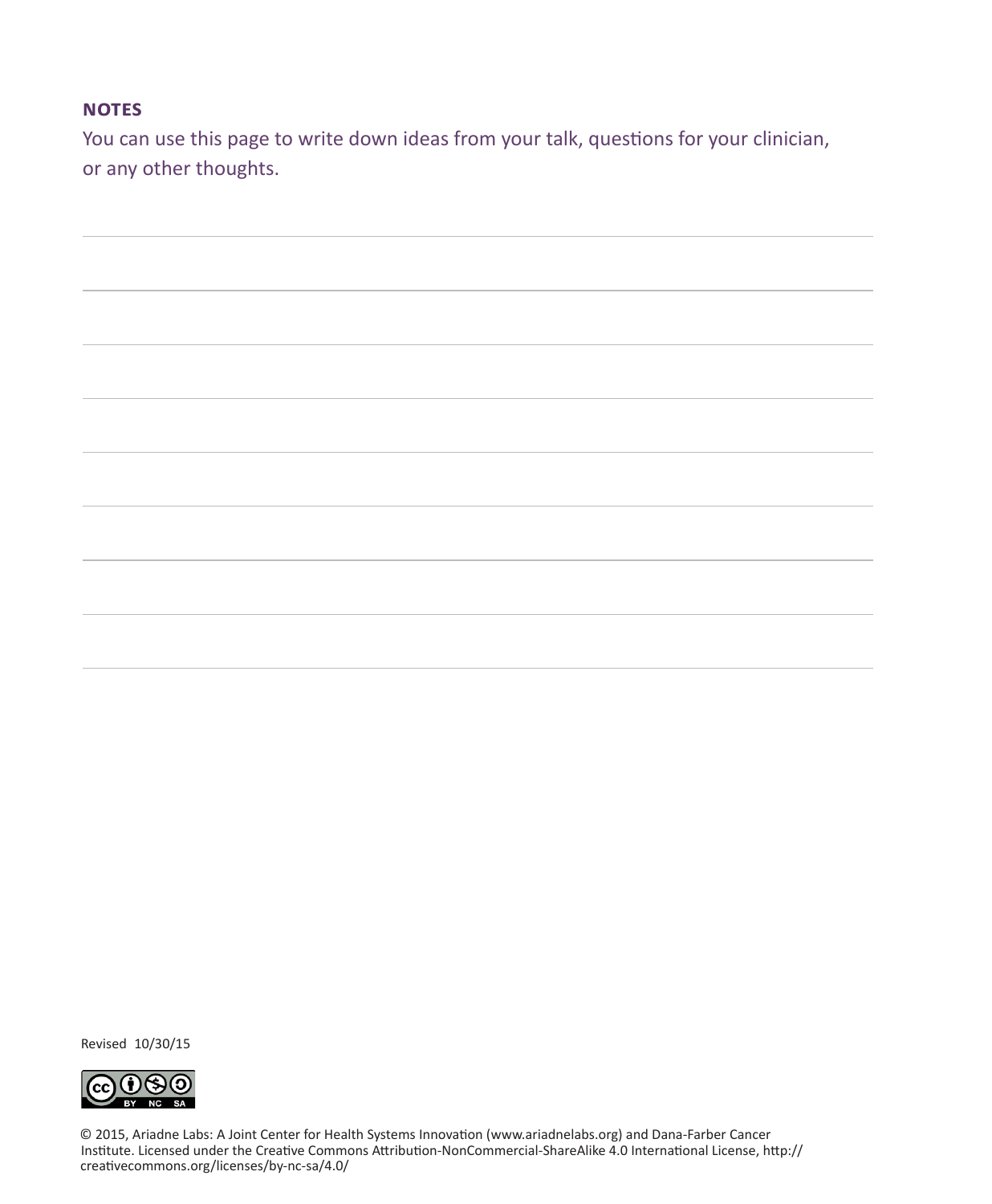## NOTES

You can use this page to write down ideas from your talk, questions for your clinician, or any other thoughts.

Revised 10/30/15

© 2015, Ariadne Labs: A Joint Center for Health Systems Innovation (www.ariadnelabs.org) and Dana-Farber Cancer Institute. Licensed under the Creative Commons Attribution-NonCommercial-ShareAlike 4.0 International License, http://creativecommons.org/licenses/by-nc-sa/4.0/